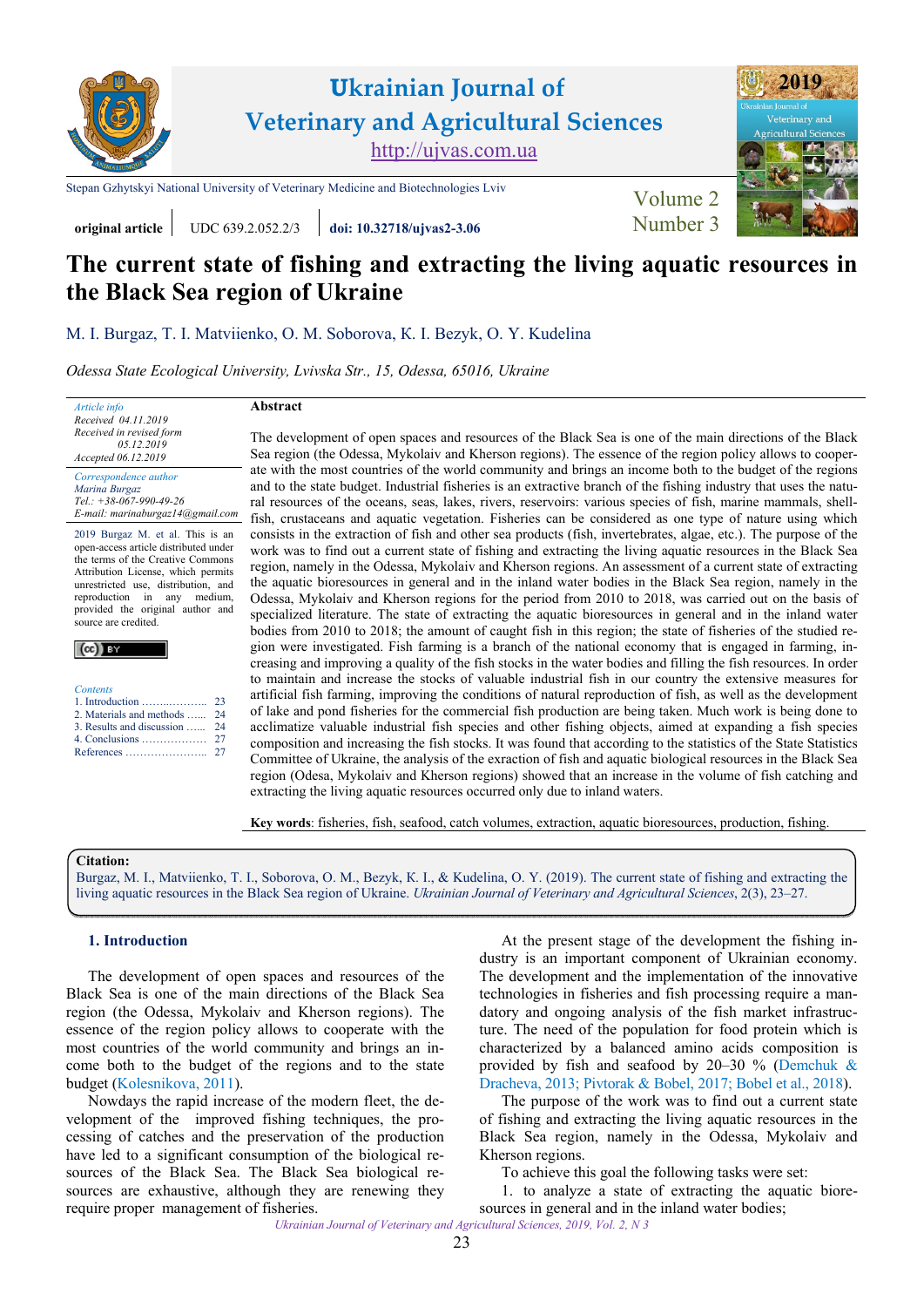Stepan Gzhytskyi National University of Veterinary Medicine and Biotechnologies Lviv

**original article** | UDC 639.2.052.2/3 | **doi: 10.32718/ujvas2-3.06**

# The current state of fishing and extracting the living aquatic resources in the Black Sea region of Ukraine

M. I. Burgaz, T. I. Matviienko, O. M. Soborova, K. I. Bezyk, O. Y. Kudelina

*Odessa State Ecological University, Lvivska Str., 15, Odessa, 65016, Ukraine*

*Article info*
*Received 04.11.2019*
*Received in revised form 05.12.2019*
*Accepted 06.12.2019*

*Correspondence author*
*Marina Burgaz*
*Tel.: +38-067-990-49-26*
*E-mail: marinaburgaz14@gmail.com*

2019 Burgaz M. et al. This is an open-access article distributed under the terms of the Creative Commons Attribution License, which permits unrestricted use, distribution, and reproduction in any medium, provided the original author and source are credited.

*Contents*
1. Introduction ........................ 23
2. Materials and methods ...... 24
3. Results and discussion ...... 24
4. Conclusions ........................ 27
References ............................ 27

**Abstract**

The development of open spaces and resources of the Black Sea is one of the main directions of the Black Sea region (the Odessa, Mykolaiv and Kherson regions). The essence of the region policy allows to cooperate with the most countries of the world community and brings an income both to the budget of the regions and to the state budget. Industrial fisheries is an extractive branch of the fishing industry that uses the natural resources of the oceans, seas, lakes, rivers, reservoirs: various species of fish, marine mammals, shellfish, crustaceans and aquatic vegetation. Fisheries can be considered as one type of nature using which consists in the extraction of fish and other sea products (fish, invertebrates, algae, etc.). The purpose of the work was to find out a current state of fishing and extracting the living aquatic resources in the Black Sea region, namely in the Odessa, Mykolaiv and Kherson regions. An assessment of a current state of extracting the aquatic bioresources in general and in the inland water bodies in the Black Sea region, namely in the Odessa, Mykolaiv and Kherson regions for the period from 2010 to 2018, was carried out on the basis of specialized literature. The state of extracting the aquatic bioresources in general and in the inland water bodies from 2010 to 2018; the amount of caught fish in this region; the state of fisheries of the studied region were investigated. Fish farming is a branch of the national economy that is engaged in farming, increasing and improving a quality of the fish stocks in the water bodies and filling the fish resources. In order to maintain and increase the stocks of valuable industrial fish in our country the extensive measures for artificial fish farming, improving the conditions of natural reproduction of fish, as well as the development of lake and pond fisheries for the commercial fish production are being taken. Much work is being done to acclimatize valuable industrial fish species and other fishing objects, aimed at expanding a fish species composition and increasing the fish stocks. It was found that according to the statistics of the State Statistics Committee of Ukraine, the analysis of the exraction of fish and aquatic biological resources in the Black Sea region (Odesa, Mykolaiv and Kherson regions) showed that an increase in the volume of fish catching and extracting the living aquatic resources occurred only due to inland waters.

**Key words**: fisheries, fish, seafood, catch volumes, extraction, aquatic bioresources, production, fishing.

**Citation:**
Burgaz, M. I., Matviienko, T. I., Soborova, O. M., Bezyk, K. I., & Kudelina, O. Y. (2019). The current state of fishing and extracting the living aquatic resources in the Black Sea region of Ukraine. *Ukrainian Journal of Veterinary and Agricultural Sciences*, 2(3), 23–27.

## 1. Introduction

The development of open spaces and resources of the Black Sea is one of the main directions of the Black Sea region (the Odessa, Mykolaiv and Kherson regions). The essence of the region policy allows to cooperate with the most countries of the world community and brings an income both to the budget of the regions and to the state budget (Kolesnikova, 2011).

Nowdays the rapid increase of the modern fleet, the development of the improved fishing techniques, the processing of catches and the preservation of the production have led to a significant consumption of the biological resources of the Black Sea. The Black Sea biological resources are exhaustive, although they are renewing they require proper management of fisheries.

At the present stage of the development the fishing industry is an important component of Ukrainian economy. The development and the implementation of the innovative technologies in fisheries and fish processing require a mandatory and ongoing analysis of the fish market infrastructure. The need of the population for food protein which is characterized by a balanced amino acids composition is provided by fish and seafood by 20–30 % (Demchuk & Dracheva, 2013; Pivtorak & Bobel, 2017; Bobel et al., 2018).

The purpose of the work was to find out a current state of fishing and extracting the living aquatic resources in the Black Sea region, namely in the Odessa, Mykolaiv and Kherson regions.

To achieve this goal the following tasks were set:

1. to analyze a state of extracting the aquatic bioresources in general and in the inland water bodies;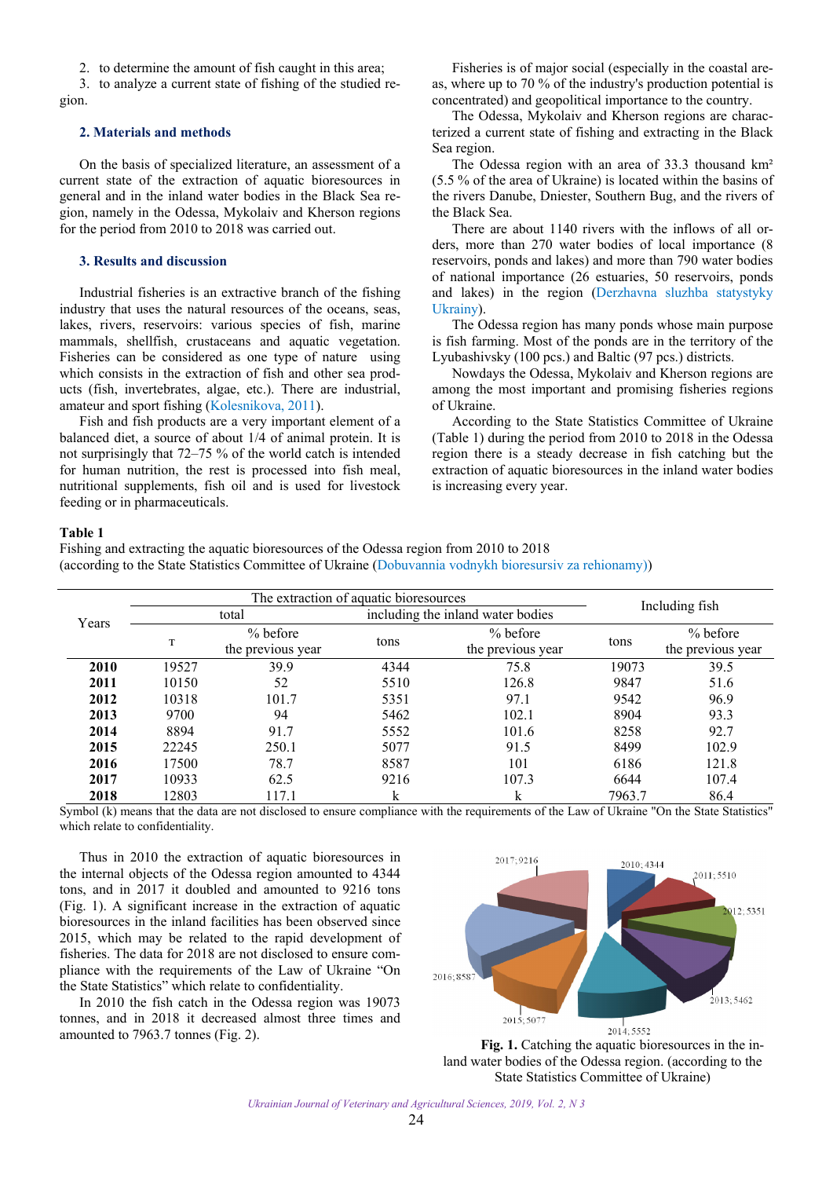2. to determine the amount of fish caught in this area;
3. to analyze a current state of fishing of the studied region.

## 2. Materials and methods

On the basis of specialized literature, an assessment of a current state of the extraction of aquatic bioresources in general and in the inland water bodies in the Black Sea region, namely in the Odessa, Mykolaiv and Kherson regions for the period from 2010 to 2018 was carried out.

## 3. Results and discussion

Industrial fisheries is an extractive branch of the fishing industry that uses the natural resources of the oceans, seas, lakes, rivers, reservoirs: various species of fish, marine mammals, shellfish, crustaceans and aquatic vegetation. Fisheries can be considered as one type of nature using which consists in the extraction of fish and other sea products (fish, invertebrates, algae, etc.). There are industrial, amateur and sport fishing (Kolesnikova, 2011).

Fish and fish products are a very important element of a balanced diet, a source of about 1/4 of animal protein. It is not surprisingly that 72–75 % of the world catch is intended for human nutrition, the rest is processed into fish meal, nutritional supplements, fish oil and is used for livestock feeding or in pharmaceuticals.

Fisheries is of major social (especially in the coastal areas, where up to 70 % of the industry's production potential is concentrated) and geopolitical importance to the country.

The Odessa, Mykolaiv and Kherson regions are characterized a current state of fishing and extracting in the Black Sea region.

The Odessa region with an area of 33.3 thousand km² (5.5 % of the area of Ukraine) is located within the basins of the rivers Danube, Dniester, Southern Bug, and the rivers of the Black Sea.

There are about 1140 rivers with the inflows of all orders, more than 270 water bodies of local importance (8 reservoirs, ponds and lakes) and more than 790 water bodies of national importance (26 estuaries, 50 reservoirs, ponds and lakes) in the region (Derzhavna sluzhba statystyky Ukrainy).

The Odessa region has many ponds whose main purpose is fish farming. Most of the ponds are in the territory of the Lyubashivsky (100 pcs.) and Baltic (97 pcs.) districts.

Nowdays the Odessa, Mykolaiv and Kherson regions are among the most important and promising fisheries regions of Ukraine.

According to the State Statistics Committee of Ukraine (Table 1) during the period from 2010 to 2018 in the Odessa region there is a steady decrease in fish catching but the extraction of aquatic bioresources in the inland water bodies is increasing every year.

**Table 1**
Fishing and extracting the aquatic bioresources of the Odessa region from 2010 to 2018
(according to the State Statistics Committee of Ukraine (Dobuvannia vodnykh bioresursiv za rehionamy))

| Years | The extraction of aquatic bioresources | | | | Including fish | |
|---|---|---|---|---|---|---|
| | total | | including the inland water bodies | | | |
| | T | % before the previous year | tons | % before the previous year | tons | % before the previous year |
| **2010** | 19527 | 39.9 | 4344 | 75.8 | 19073 | 39.5 |
| **2011** | 10150 | 52 | 5510 | 126.8 | 9847 | 51.6 |
| **2012** | 10318 | 101.7 | 5351 | 97.1 | 9542 | 96.9 |
| **2013** | 9700 | 94 | 5462 | 102.1 | 8904 | 93.3 |
| **2014** | 8894 | 91.7 | 5552 | 101.6 | 8258 | 92.7 |
| **2015** | 22245 | 250.1 | 5077 | 91.5 | 8499 | 102.9 |
| **2016** | 17500 | 78.7 | 8587 | 101 | 6186 | 121.8 |
| **2017** | 10933 | 62.5 | 9216 | 107.3 | 6644 | 107.4 |
| **2018** | 12803 | 117.1 | k | k | 7963.7 | 86.4 |

Symbol (k) means that the data are not disclosed to ensure compliance with the requirements of the Law of Ukraine "On the State Statistics" which relate to confidentiality.

Thus in 2010 the extraction of aquatic bioresources in the internal objects of the Odessa region amounted to 4344 tons, and in 2017 it doubled and amounted to 9216 tons (Fig. 1). A significant increase in the extraction of aquatic bioresources in the inland facilities has been observed since 2015, which may be related to the rapid development of fisheries. The data for 2018 are not disclosed to ensure compliance with the requirements of the Law of Ukraine "On the State Statistics" which relate to confidentiality.

In 2010 the fish catch in the Odessa region was 19073 tonnes, and in 2018 it decreased almost three times and amounted to 7963.7 tonnes (Fig. 2).

**Fig. 1.** Catching the aquatic bioresources in the inland water bodies of the Odessa region. (according to the State Statistics Committee of Ukraine)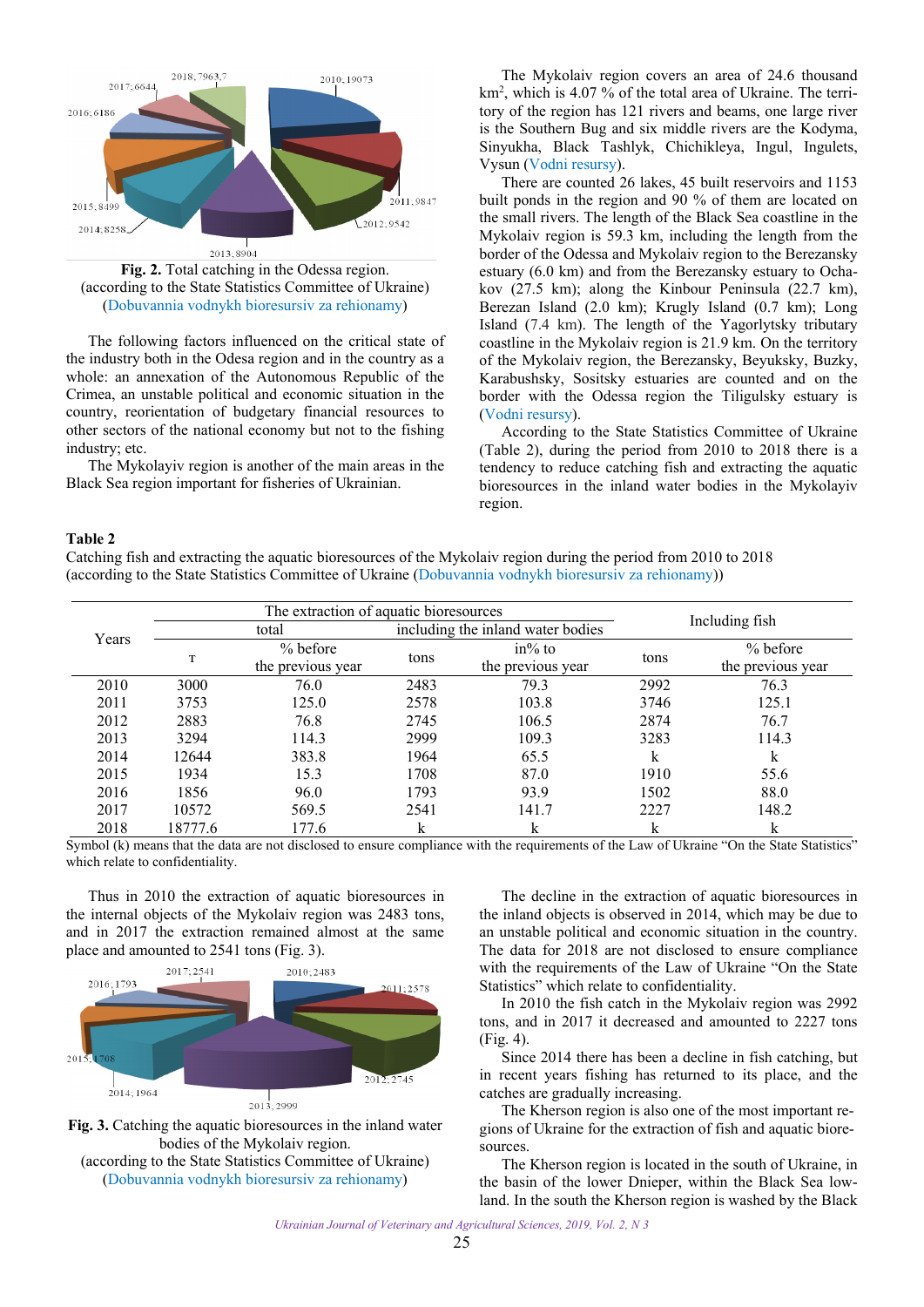**Fig. 2.** Total catching in the Odessa region.
(according to the State Statistics Committee of Ukraine)
(Dobuvannia vodnykh bioresursiv za rehionamy)

The following factors influenced on the critical state of the industry both in the Odesa region and in the country as a whole: an annexation of the Autonomous Republic of the Crimea, an unstable political and economic situation in the country, reorientation of budgetary financial resources to other sectors of the national economy but not to the fishing industry; etc.

The Mykolayiv region is another of the main areas in the Black Sea region important for fisheries of Ukrainian.

The Mykolaiv region covers an area of 24.6 thousand km$^2$, which is 4.07 % of the total area of Ukraine. The territory of the region has 121 rivers and beams, one large river is the Southern Bug and six middle rivers are the Kodyma, Sinyukha, Black Tashlyk, Chichikleya, Ingul, Ingulets, Vysun (Vodni resursy).

There are counted 26 lakes, 45 built reservoirs and 1153 built ponds in the region and 90 % of them are located on the small rivers. The length of the Black Sea coastline in the Mykolaiv region is 59.3 km, including the length from the border of the Odessa and Mykolaiv region to the Berezansky estuary (6.0 km) and from the Berezansky estuary to Ochakov (27.5 km); along the Kinbour Peninsula (22.7 km), Berezan Island (2.0 km); Krugly Island (0.7 km); Long Island (7.4 km). The length of the Yagorlytsky tributary coastline in the Mykolaiv region is 21.9 km. On the territory of the Mykolaiv region, the Berezansky, Beyuksky, Buzky, Karabushsky, Sositsky estuaries are counted and on the border with the Odessa region the Tiligulsky estuary is (Vodni resursy).

According to the State Statistics Committee of Ukraine (Table 2), during the period from 2010 to 2018 there is a tendency to reduce catching fish and extracting the aquatic bioresources in the inland water bodies in the Mykolayiv region.

**Table 2**

Catching fish and extracting the aquatic bioresources of the Mykolaiv region during the period from 2010 to 2018 (according to the State Statistics Committee of Ukraine (Dobuvannia vodnykh bioresursiv za rehionamy))

| Years | The extraction of aquatic bioresources | | | | Including fish | |
|---|---|---|---|---|---|---|
| | total | | including the inland water bodies | | | |
| | т | % before the previous year | tons | in% to the previous year | tons | % before the previous year |
| 2010 | 3000 | 76.0 | 2483 | 79.3 | 2992 | 76.3 |
| 2011 | 3753 | 125.0 | 2578 | 103.8 | 3746 | 125.1 |
| 2012 | 2883 | 76.8 | 2745 | 106.5 | 2874 | 76.7 |
| 2013 | 3294 | 114.3 | 2999 | 109.3 | 3283 | 114.3 |
| 2014 | 12644 | 383.8 | 1964 | 65.5 | k | k |
| 2015 | 1934 | 15.3 | 1708 | 87.0 | 1910 | 55.6 |
| 2016 | 1856 | 96.0 | 1793 | 93.9 | 1502 | 88.0 |
| 2017 | 10572 | 569.5 | 2541 | 141.7 | 2227 | 148.2 |
| 2018 | 18777.6 | 177.6 | k | k | k | k |

Symbol (k) means that the data are not disclosed to ensure compliance with the requirements of the Law of Ukraine "On the State Statistics" which relate to confidentiality.

Thus in 2010 the extraction of aquatic bioresources in the internal objects of the Mykolaiv region was 2483 tons, and in 2017 the extraction remained almost at the same place and amounted to 2541 tons (Fig. 3).

**Fig. 3.** Catching the aquatic bioresources in the inland water bodies of the Mykolaiv region.
(according to the State Statistics Committee of Ukraine)
(Dobuvannia vodnykh bioresursiv za rehionamy)

The decline in the extraction of aquatic bioresources in the inland objects is observed in 2014, which may be due to an unstable political and economic situation in the country. The data for 2018 are not disclosed to ensure compliance with the requirements of the Law of Ukraine "On the State Statistics" which relate to confidentiality.

In 2010 the fish catch in the Mykolaiv region was 2992 tons, and in 2017 it decreased and amounted to 2227 tons (Fig. 4).

Since 2014 there has been a decline in fish catching, but in recent years fishing has returned to its place, and the catches are gradually increasing.

The Kherson region is also one of the most important regions of Ukraine for the extraction of fish and aquatic bioresources.

The Kherson region is located in the south of Ukraine, in the basin of the lower Dnieper, within the Black Sea lowland. In the south the Kherson region is washed by the Black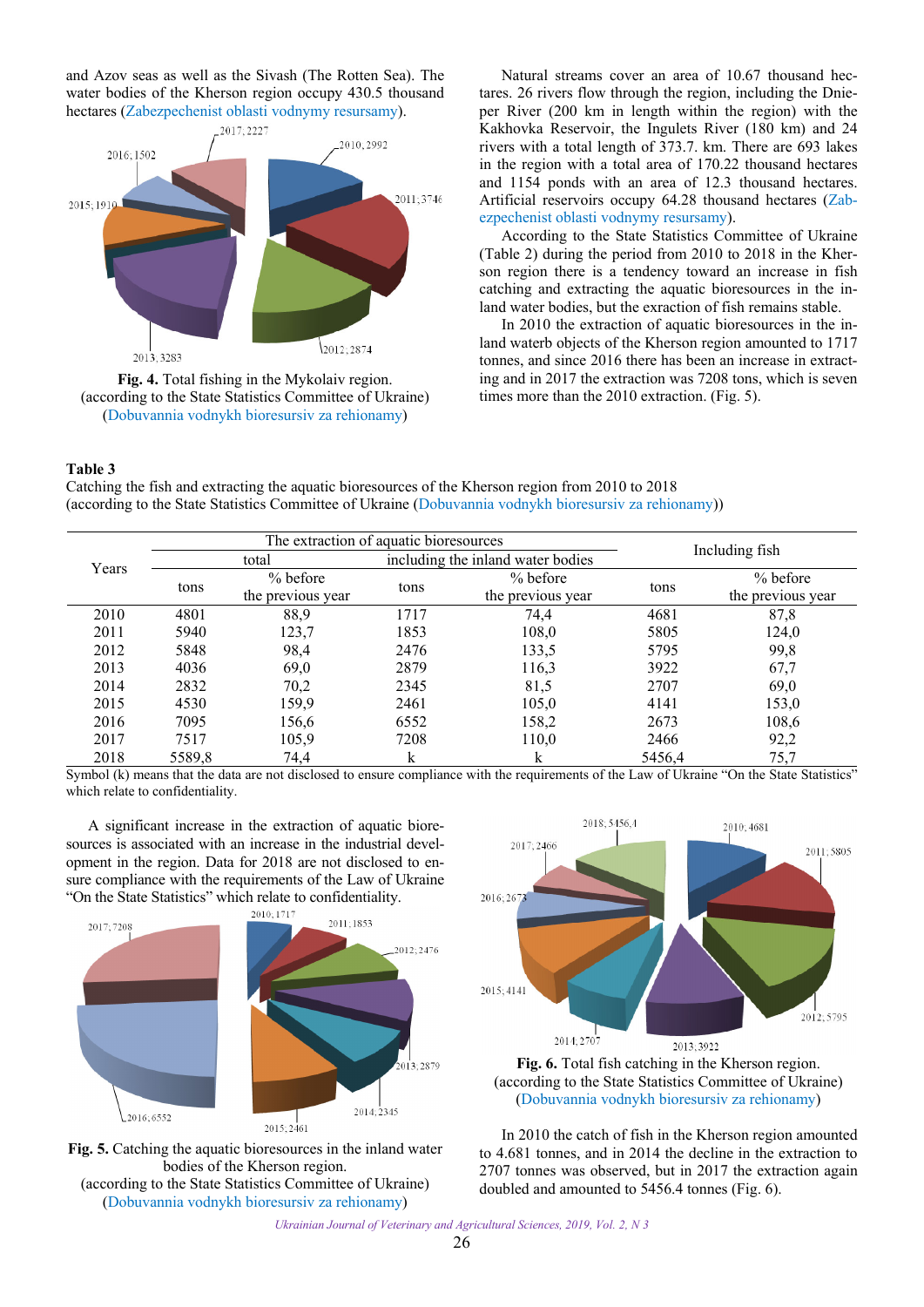and Azov seas as well as the Sivash (The Rotten Sea). The water bodies of the Kherson region occupy 430.5 thousand hectares (Zabezpechenist oblasti vodnymy resursamy).

**Fig. 4.** Total fishing in the Mykolaiv region. (according to the State Statistics Committee of Ukraine) (Dobuvannia vodnykh bioresursiv za rehionamy)

Natural streams cover an area of 10.67 thousand hectares. 26 rivers flow through the region, including the Dnieper River (200 km in length within the region) with the Kakhovka Reservoir, the Ingulets River (180 km) and 24 rivers with a total length of 373.7. km. There are 693 lakes in the region with a total area of 170.22 thousand hectares and 1154 ponds with an area of 12.3 thousand hectares. Artificial reservoirs occupy 64.28 thousand hectares (Zabezpechenist oblasti vodnymy resursamy).

According to the State Statistics Committee of Ukraine (Table 2) during the period from 2010 to 2018 in the Kherson region there is a tendency toward an increase in fish catching and extracting the aquatic bioresources in the inland water bodies, but the exraction of fish remains stable.

In 2010 the extraction of aquatic bioresources in the inland waterb objects of the Kherson region amounted to 1717 tonnes, and since 2016 there has been an increase in extracting and in 2017 the extraction was 7208 tons, which is seven times more than the 2010 extraction. (Fig. 5).

**Table 3**

Catching the fish and extracting the aquatic bioresources of the Kherson region from 2010 to 2018 (according to the State Statistics Committee of Ukraine (Dobuvannia vodnykh bioresursiv za rehionamy))

| Years | The extraction of aquatic bioresources | | | | Including fish | |
|---|---|---|---|---|---|---|
| | total | | including the inland water bodies | | | |
| | tons | % before the previous year | tons | % before the previous year | tons | % before the previous year |
| 2010 | 4801 | 88,9 | 1717 | 74,4 | 4681 | 87,8 |
| 2011 | 5940 | 123,7 | 1853 | 108,0 | 5805 | 124,0 |
| 2012 | 5848 | 98,4 | 2476 | 133,5 | 5795 | 99,8 |
| 2013 | 4036 | 69,0 | 2879 | 116,3 | 3922 | 67,7 |
| 2014 | 2832 | 70,2 | 2345 | 81,5 | 2707 | 69,0 |
| 2015 | 4530 | 159,9 | 2461 | 105,0 | 4141 | 153,0 |
| 2016 | 7095 | 156,6 | 6552 | 158,2 | 2673 | 108,6 |
| 2017 | 7517 | 105,9 | 7208 | 110,0 | 2466 | 92,2 |
| 2018 | 5589,8 | 74,4 | k | k | 5456,4 | 75,7 |

Symbol (k) means that the data are not disclosed to ensure compliance with the requirements of the Law of Ukraine "On the State Statistics" which relate to confidentiality.

A significant increase in the extraction of aquatic bioresources is associated with an increase in the industrial development in the region. Data for 2018 are not disclosed to ensure compliance with the requirements of the Law of Ukraine "On the State Statistics" which relate to confidentiality.

**Fig. 5.** Catching the aquatic bioresources in the inland water bodies of the Kherson region. (according to the State Statistics Committee of Ukraine) (Dobuvannia vodnykh bioresursiv za rehionamy)

**Fig. 6.** Total fish catching in the Kherson region. (according to the State Statistics Committee of Ukraine) (Dobuvannia vodnykh bioresursiv za rehionamy)

In 2010 the catch of fish in the Kherson region amounted to 4.681 tonnes, and in 2014 the decline in the extraction to 2707 tonnes was observed, but in 2017 the extraction again doubled and amounted to 5456.4 tonnes (Fig. 6).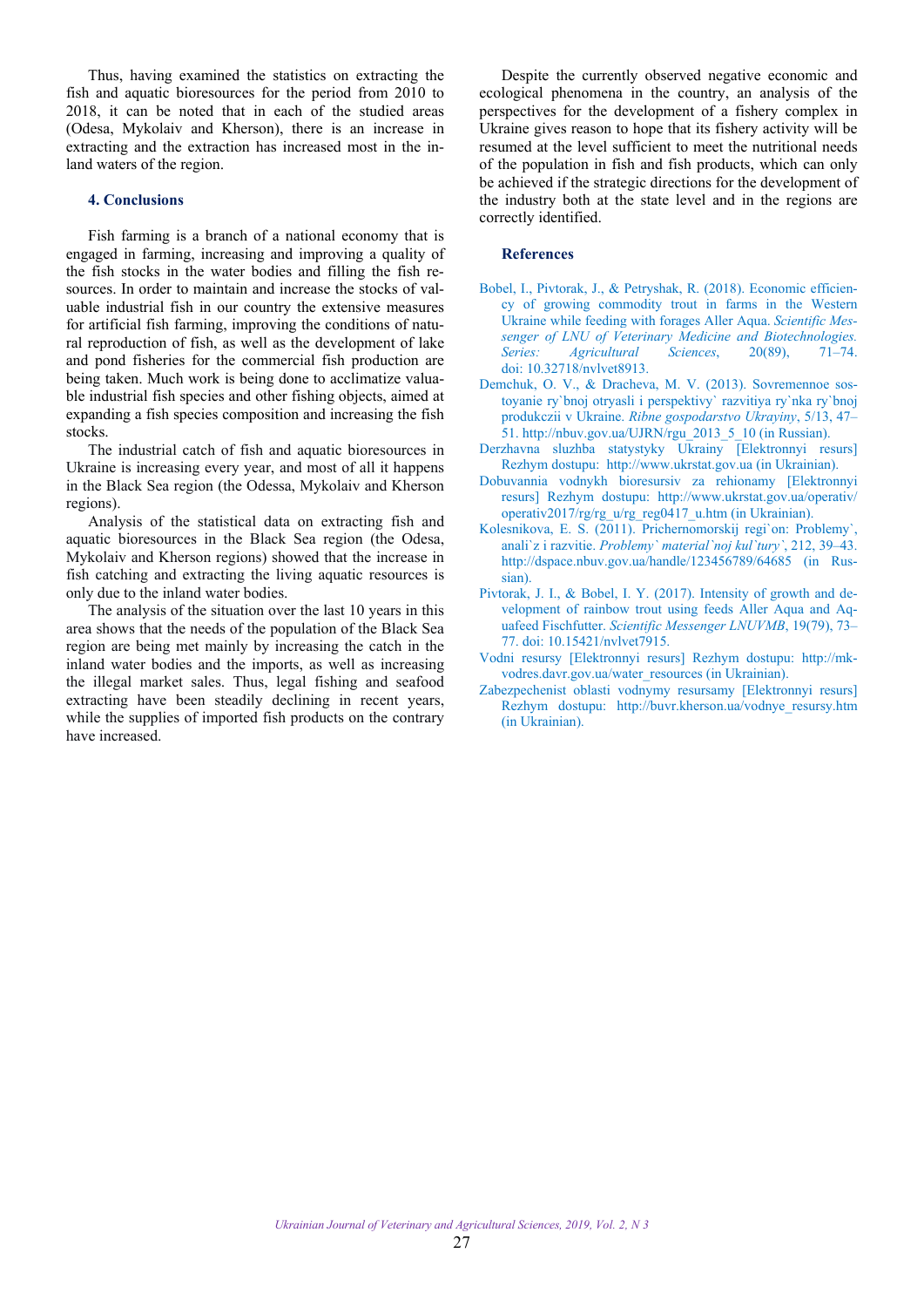Thus, having examined the statistics on extracting the fish and aquatic bioresources for the period from 2010 to 2018, it can be noted that in each of the studied areas (Odesa, Mykolaiv and Kherson), there is an increase in extracting and the extraction has increased most in the inland waters of the region.

## 4. Conclusions

Fish farming is a branch of a national economy that is engaged in farming, increasing and improving a quality of the fish stocks in the water bodies and filling the fish resources. In order to maintain and increase the stocks of valuable industrial fish in our country the extensive measures for artificial fish farming, improving the conditions of natural reproduction of fish, as well as the development of lake and pond fisheries for the commercial fish production are being taken. Much work is being done to acclimatize valuable industrial fish species and other fishing objects, aimed at expanding a fish species composition and increasing the fish stocks.

The industrial catch of fish and aquatic bioresources in Ukraine is increasing every year, and most of all it happens in the Black Sea region (the Odessa, Mykolaiv and Kherson regions).

Analysis of the statistical data on extracting fish and aquatic bioresources in the Black Sea region (the Odesa, Mykolaiv and Kherson regions) showed that the increase in fish catching and extracting the living aquatic resources is only due to the inland water bodies.

The analysis of the situation over the last 10 years in this area shows that the needs of the population of the Black Sea region are being met mainly by increasing the catch in the inland water bodies and the imports, as well as increasing the illegal market sales. Thus, legal fishing and seafood extracting have been steadily declining in recent years, while the supplies of imported fish products on the contrary have increased.

Despite the currently observed negative economic and ecological phenomena in the country, an analysis of the perspectives for the development of a fishery complex in Ukraine gives reason to hope that its fishery activity will be resumed at the level sufficient to meet the nutritional needs of the population in fish and fish products, which can only be achieved if the strategic directions for the development of the industry both at the state level and in the regions are correctly identified.

## References

Bobel, I., Pivtorak, J., & Petryshak, R. (2018). Economic efficiency of growing commodity trout in farms in the Western Ukraine while feeding with forages Aller Aqua. *Scientific Messenger of LNU of Veterinary Medicine and Biotechnologies. Series: Agricultural Sciences*, 20(89), 71–74. doi: 10.32718/nvlvet8913.

Demchuk, O. V., & Dracheva, M. V. (2013). Sovremennoe sostoyanie ry`bnoj otryasli i perspektivy` razvitiya ry`nka ry`bnoj produkczii v Ukraine. *Ribne gospodarstvo Ukrayiny*, 5/13, 47–51. http://nbuv.gov.ua/UJRN/rgu_2013_5_10 (in Russian).

Derzhavna sluzhba statystyky Ukrainy [Elektronnyi resurs] Rezhym dostupu: http://www.ukrstat.gov.ua (in Ukrainian).

Dobuvannia vodnykh bioresursiv za rehionamy [Elektronnyi resurs] Rezhym dostupu: http://www.ukrstat.gov.ua/operativ/operativ2017/rg/rg_u/rg_reg0417_u.htm (in Ukrainian).

Kolesnikova, E. S. (2011). Prichernomorskij regi`on: Problemy`, anali`z i razvitie. *Problemy` material`noj kul`tury`*, 212, 39–43. http://dspace.nbuv.gov.ua/handle/123456789/64685 (in Russian).

Pivtorak, J. I., & Bobel, I. Y. (2017). Intensity of growth and development of rainbow trout using feeds Aller Aqua and Aquafeed Fischfutter. *Scientific Messenger LNUVMB*, 19(79), 73–77. doi: 10.15421/nvlvet7915.

Vodni resursy [Elektronnyi resurs] Rezhym dostupu: http://mk-vodres.davr.gov.ua/water_resources (in Ukrainian).

Zabezpechenist oblasti vodnymy resursamy [Elektronnyi resurs] Rezhym dostupu: http://buvr.kherson.ua/vodnye_resursy.htm (in Ukrainian).